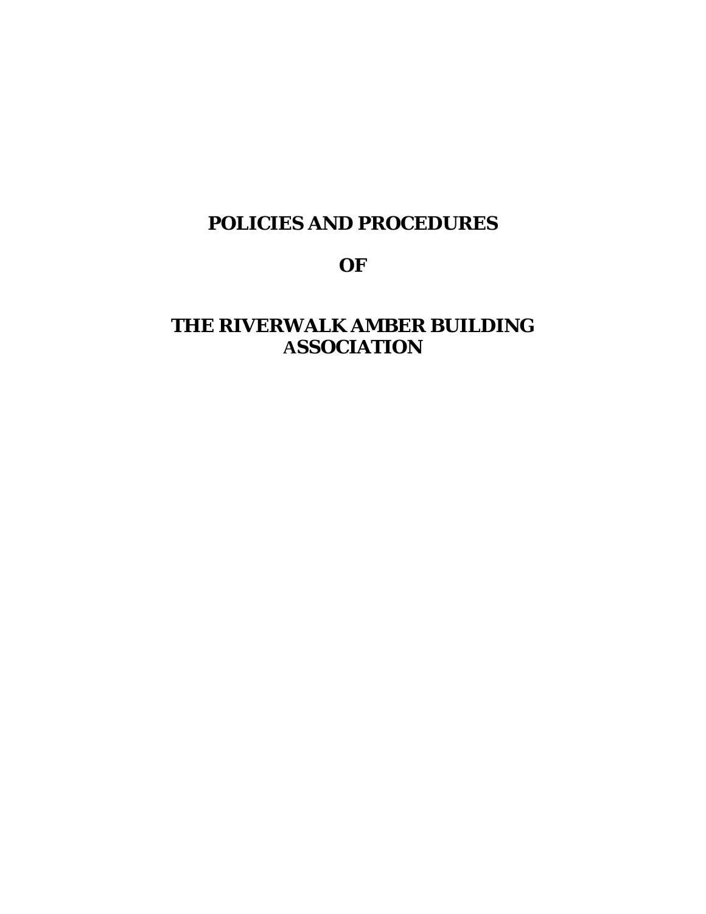# POLICIES AND PROCEDURES

# OF

# THE RIVERWALK AMBER BUILDING ASSOCIATION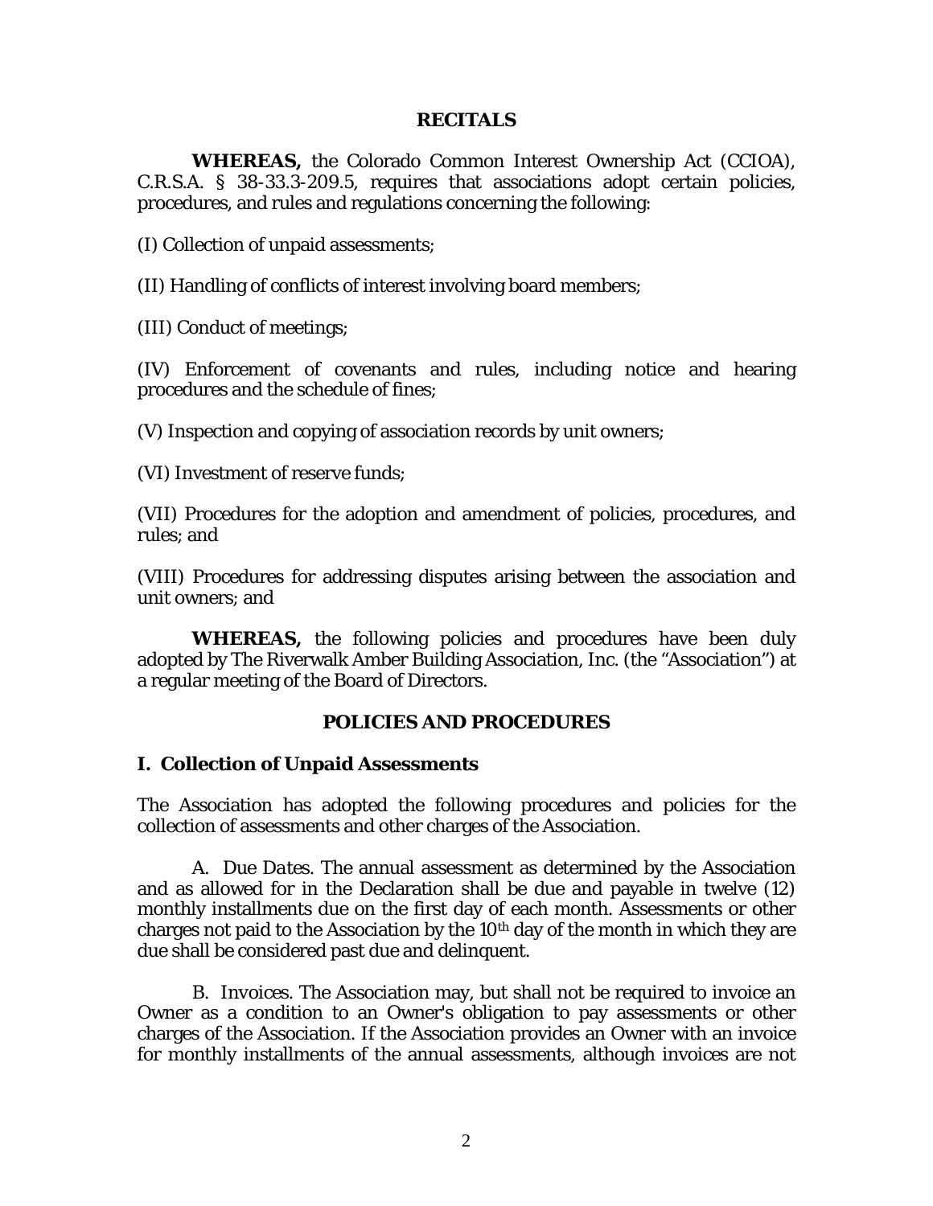## RECITALS

**WHEREAS,** the Colorado Common Interest Ownership Act (CCIOA), C.R.S.A. § 38-33.3-209.5, requires that associations adopt certain policies, procedures, and rules and regulations concerning the following:

(I) Collection of unpaid assessments;

(II) Handling of conflicts of interest involving board members;

(III) Conduct of meetings;

(IV) Enforcement of covenants and rules, including notice and hearing procedures and the schedule of fines;

(V) Inspection and copying of association records by unit owners;

(VI) Investment of reserve funds;

(VII) Procedures for the adoption and amendment of policies, procedures, and rules; and

(VIII) Procedures for addressing disputes arising between the association and unit owners; and

**WHEREAS,** the following policies and procedures have been duly adopted by The Riverwalk Amber Building Association, Inc. (the "Association") at a regular meeting of the Board of Directors.

## POLICIES AND PROCEDURES

### I. Collection of Unpaid Assessments

The Association has adopted the following procedures and policies for the collection of assessments and other charges of the Association.

A. *Due Dates.* The annual assessment as determined by the Association and as allowed for in the Declaration shall be due and payable in twelve (12) monthly installments due on the first day of each month. Assessments or other charges not paid to the Association by the 10th day of the month in which they are due shall be considered past due and delinquent.

B. *Invoices.* The Association may, but shall not be required to invoice an Owner as a condition to an Owner's obligation to pay assessments or other charges of the Association. If the Association provides an Owner with an invoice for monthly installments of the annual assessments, although invoices are not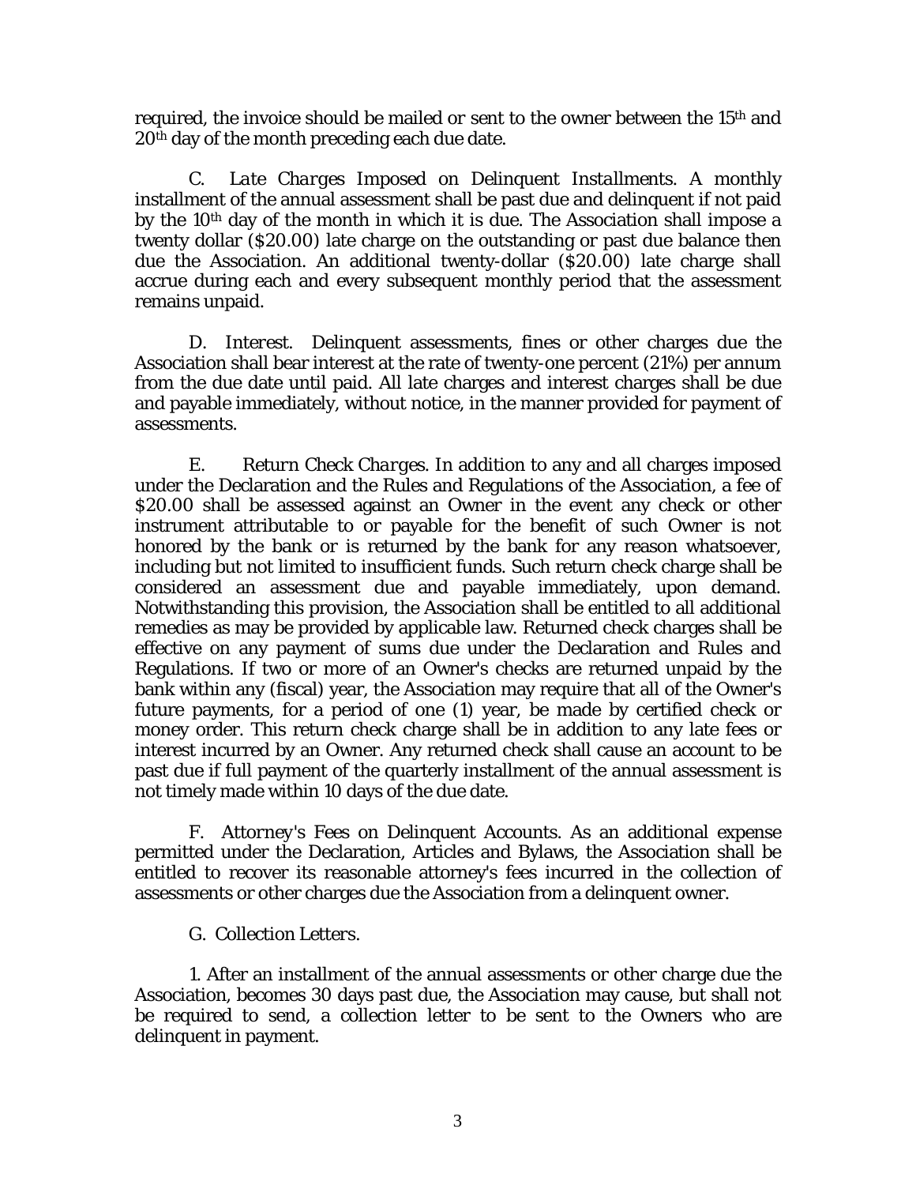required, the invoice should be mailed or sent to the owner between the 15th and 20th day of the month preceding each due date.

C. *Late Charges Imposed on Delinquent Installments.* A monthly installment of the annual assessment shall be past due and delinquent if not paid by the 10th day of the month in which it is due. The Association shall impose a twenty dollar ($20.00) late charge on the outstanding or past due balance then due the Association. An additional twenty-dollar ($20.00) late charge shall accrue during each and every subsequent monthly period that the assessment remains unpaid.

D. *Interest.* Delinquent assessments, fines or other charges due the Association shall bear interest at the rate of twenty-one percent (21%) per annum from the due date until paid. All late charges and interest charges shall be due and payable immediately, without notice, in the manner provided for payment of assessments.

E. *Return Check Charges.* In addition to any and all charges imposed under the Declaration and the Rules and Regulations of the Association, a fee of $20.00 shall be assessed against an Owner in the event any check or other instrument attributable to or payable for the benefit of such Owner is not honored by the bank or is returned by the bank for any reason whatsoever, including but not limited to insufficient funds. Such return check charge shall be considered an assessment due and payable immediately, upon demand. Notwithstanding this provision, the Association shall be entitled to all additional remedies as may be provided by applicable law. Returned check charges shall be effective on any payment of sums due under the Declaration and Rules and Regulations. If two or more of an Owner's checks are returned unpaid by the bank within any (fiscal) year, the Association may require that all of the Owner's future payments, for a period of one (1) year, be made by certified check or money order. This return check charge shall be in addition to any late fees or interest incurred by an Owner. Any returned check shall cause an account to be past due if full payment of the quarterly installment of the annual assessment is not timely made within 10 days of the due date.

F. Attorney's Fees on Delinquent Accounts. As an additional expense permitted under the Declaration, Articles and Bylaws, the Association shall be entitled to recover its reasonable attorney's fees incurred in the collection of assessments or other charges due the Association from a delinquent owner.

G. Collection Letters.

1. After an installment of the annual assessments or other charge due the Association, becomes 30 days past due, the Association may cause, but shall not be required to send, a collection letter to be sent to the Owners who are delinquent in payment.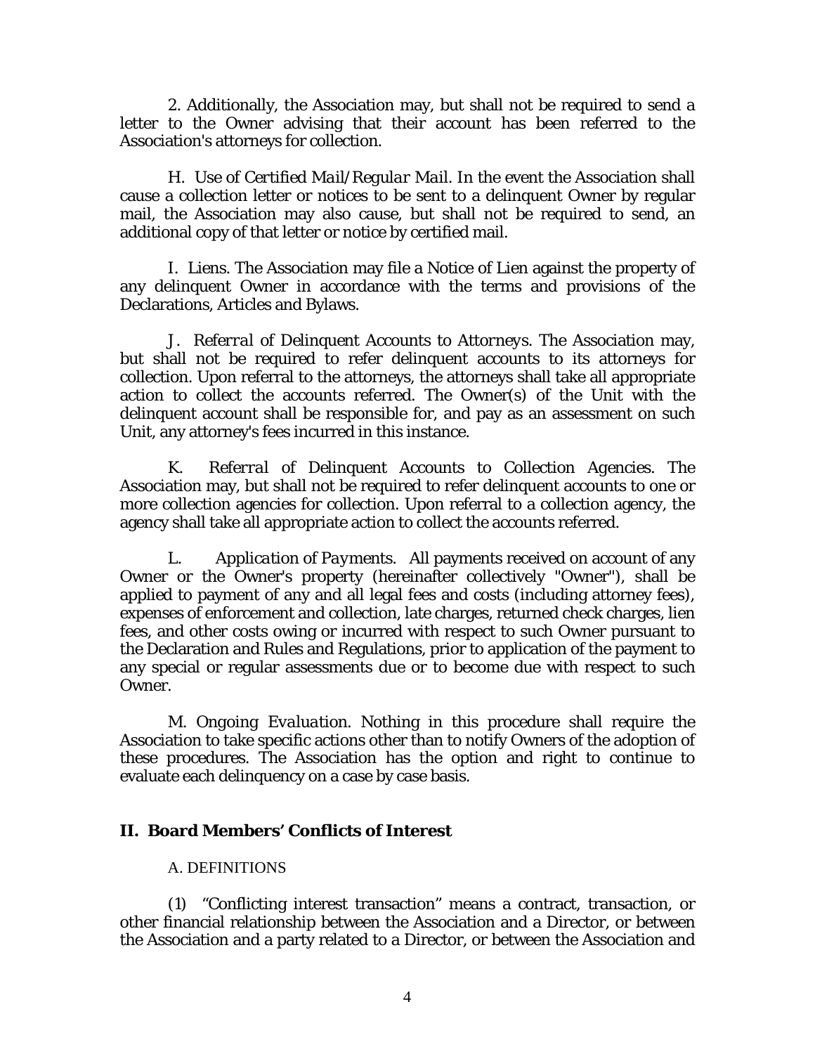2. Additionally, the Association may, but shall not be required to send a letter to the Owner advising that their account has been referred to the Association's attorneys for collection.

H. *Use of Certified Mail/Regular Mail.* In the event the Association shall cause a collection letter or notices to be sent to a delinquent Owner by regular mail, the Association may also cause, but shall not be required to send, an additional copy of that letter or notice by certified mail.

I. *Liens.* The Association may file a Notice of Lien against the property of any delinquent Owner in accordance with the terms and provisions of the Declarations, Articles and Bylaws.

J. *Referral of Delinquent Accounts to Attorneys.* The Association may, but shall not be required to refer delinquent accounts to its attorneys for collection. Upon referral to the attorneys, the attorneys shall take all appropriate action to collect the accounts referred. The Owner(s) of the Unit with the delinquent account shall be responsible for, and pay as an assessment on such Unit, any attorney's fees incurred in this instance.

K. *Referral of Delinquent Accounts to Collection Agencies.* The Association may, but shall not be required to refer delinquent accounts to one or more collection agencies for collection. Upon referral to a collection agency, the agency shall take all appropriate action to collect the accounts referred.

L. *Application of Payments.* All payments received on account of any Owner or the Owner's property (hereinafter collectively "Owner"), shall be applied to payment of any and all legal fees and costs (including attorney fees), expenses of enforcement and collection, late charges, returned check charges, lien fees, and other costs owing or incurred with respect to such Owner pursuant to the Declaration and Rules and Regulations, prior to application of the payment to any special or regular assessments due or to become due with respect to such Owner.

M. *Ongoing Evaluation.* Nothing in this procedure shall require the Association to take specific actions other than to notify Owners of the adoption of these procedures. The Association has the option and right to continue to evaluate each delinquency on a case by case basis.

## II. Board Members' Conflicts of Interest

A. DEFINITIONS

(1) "Conflicting interest transaction" means a contract, transaction, or other financial relationship between the Association and a Director, or between the Association and a party related to a Director, or between the Association and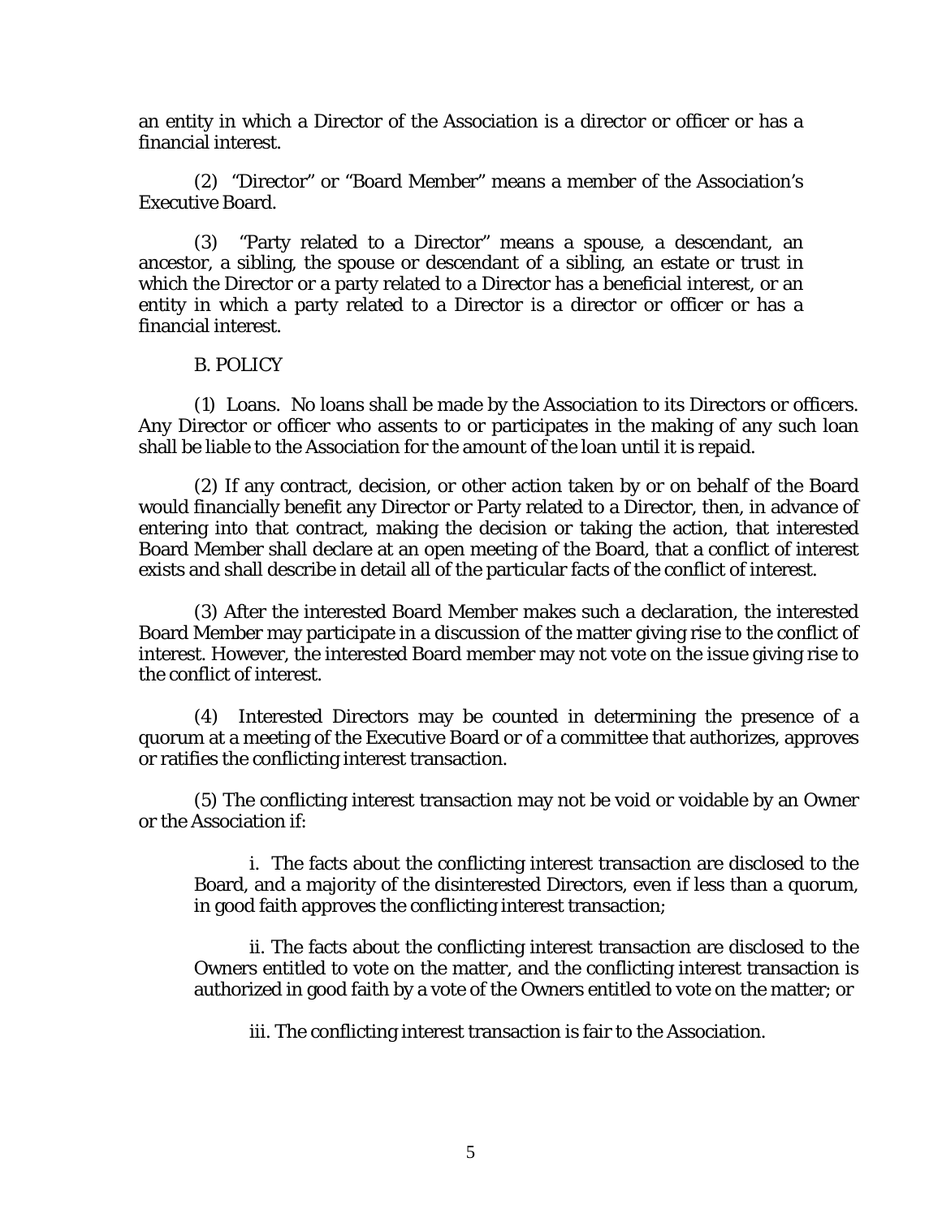an entity in which a Director of the Association is a director or officer or has a financial interest.

(2) "Director" or "Board Member" means a member of the Association's Executive Board.

(3) "Party related to a Director" means a spouse, a descendant, an ancestor, a sibling, the spouse or descendant of a sibling, an estate or trust in which the Director or a party related to a Director has a beneficial interest, or an entity in which a party related to a Director is a director or officer or has a financial interest.

B. POLICY

(1) Loans. No loans shall be made by the Association to its Directors or officers. Any Director or officer who assents to or participates in the making of any such loan shall be liable to the Association for the amount of the loan until it is repaid.

(2) If any contract, decision, or other action taken by or on behalf of the Board would financially benefit any Director or Party related to a Director, then, in advance of entering into that contract, making the decision or taking the action, that interested Board Member shall declare at an open meeting of the Board, that a conflict of interest exists and shall describe in detail all of the particular facts of the conflict of interest.

(3) After the interested Board Member makes such a declaration, the interested Board Member may participate in a discussion of the matter giving rise to the conflict of interest. However, the interested Board member may not vote on the issue giving rise to the conflict of interest.

(4) Interested Directors may be counted in determining the presence of a quorum at a meeting of the Executive Board or of a committee that authorizes, approves or ratifies the conflicting interest transaction.

(5) The conflicting interest transaction may not be void or voidable by an Owner or the Association if:

i. The facts about the conflicting interest transaction are disclosed to the Board, and a majority of the disinterested Directors, even if less than a quorum, in good faith approves the conflicting interest transaction;

ii. The facts about the conflicting interest transaction are disclosed to the Owners entitled to vote on the matter, and the conflicting interest transaction is authorized in good faith by a vote of the Owners entitled to vote on the matter; or

iii. The conflicting interest transaction is fair to the Association.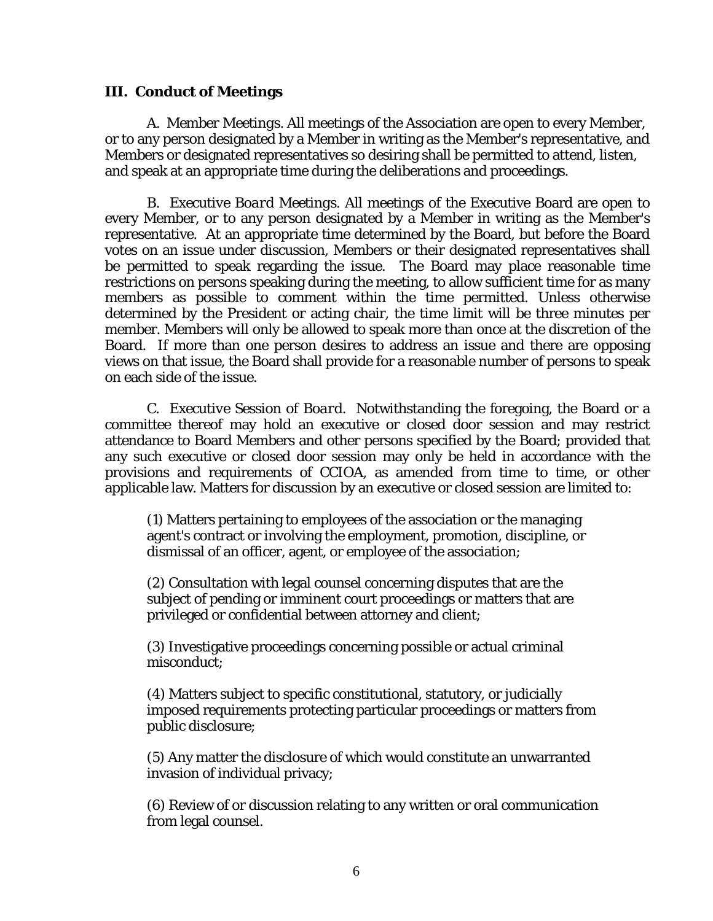### III. Conduct of Meetings

A. Member Meetings. All meetings of the Association are open to every Member, or to any person designated by a Member in writing as the Member's representative, and Members or designated representatives so desiring shall be permitted to attend, listen, and speak at an appropriate time during the deliberations and proceedings.

B. *Executive Board Meetings.* All meetings of the Executive Board are open to every Member, or to any person designated by a Member in writing as the Member's representative. At an appropriate time determined by the Board, but before the Board votes on an issue under discussion, Members or their designated representatives shall be permitted to speak regarding the issue. The Board may place reasonable time restrictions on persons speaking during the meeting, to allow sufficient time for as many members as possible to comment within the time permitted. Unless otherwise determined by the President or acting chair, the time limit will be three minutes per member. Members will only be allowed to speak more than once at the discretion of the Board. If more than one person desires to address an issue and there are opposing views on that issue, the Board shall provide for a reasonable number of persons to speak on each side of the issue.

C. *Executive Session of Board.* Notwithstanding the foregoing, the Board or a committee thereof may hold an executive or closed door session and may restrict attendance to Board Members and other persons specified by the Board; provided that any such executive or closed door session may only be held in accordance with the provisions and requirements of CCIOA, as amended from time to time, or other applicable law. Matters for discussion by an executive or closed session are limited to:

(1) Matters pertaining to employees of the association or the managing agent's contract or involving the employment, promotion, discipline, or dismissal of an officer, agent, or employee of the association;

(2) Consultation with legal counsel concerning disputes that are the subject of pending or imminent court proceedings or matters that are privileged or confidential between attorney and client;

(3) Investigative proceedings concerning possible or actual criminal misconduct;

(4) Matters subject to specific constitutional, statutory, or judicially imposed requirements protecting particular proceedings or matters from public disclosure;

(5) Any matter the disclosure of which would constitute an unwarranted invasion of individual privacy;

(6) Review of or discussion relating to any written or oral communication from legal counsel.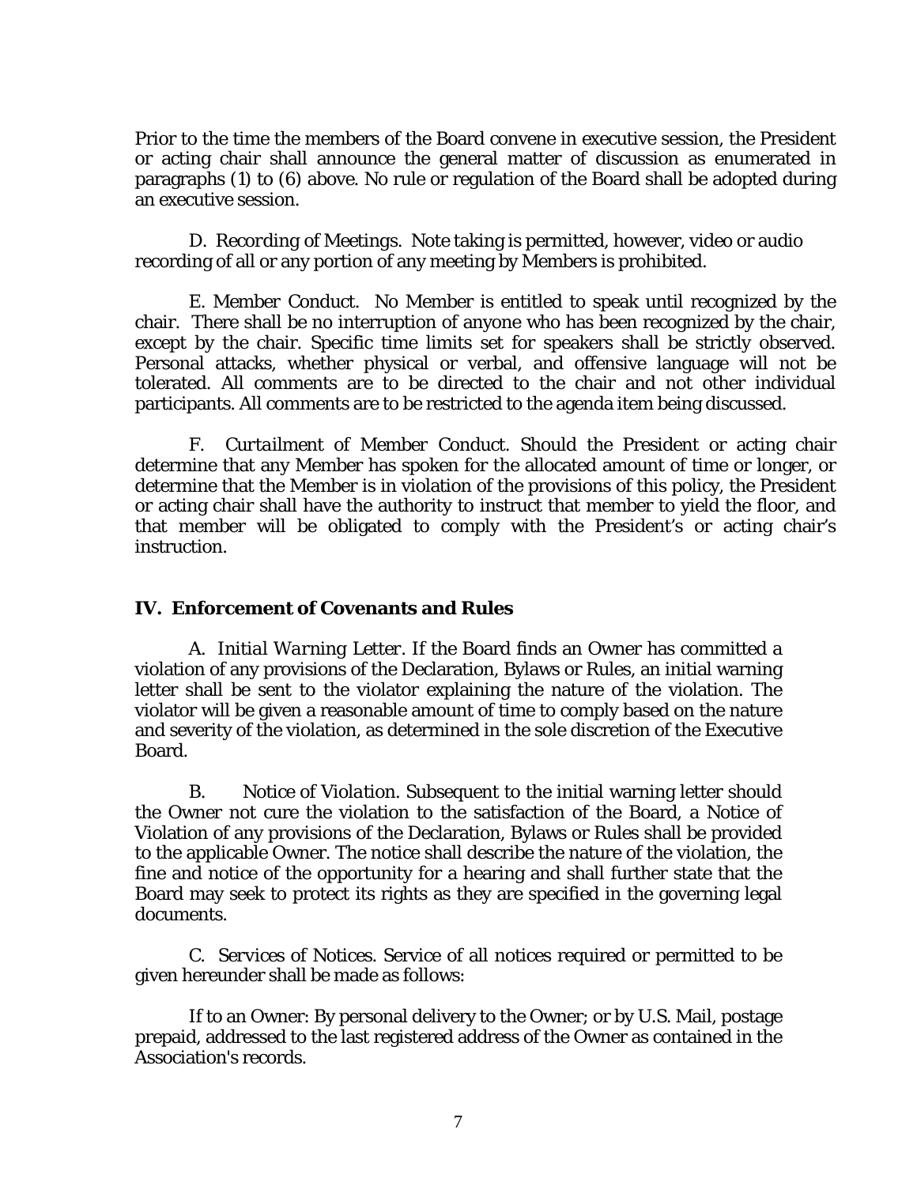Prior to the time the members of the Board convene in executive session, the President or acting chair shall announce the general matter of discussion as enumerated in paragraphs (1) to (6) above. No rule or regulation of the Board shall be adopted during an executive session.

D. *Recording of Meetings.* Note taking is permitted, however, video or audio recording of all or any portion of any meeting by Members is prohibited.

E. *Member Conduct.* No Member is entitled to speak until recognized by the chair. There shall be no interruption of anyone who has been recognized by the chair, except by the chair. Specific time limits set for speakers shall be strictly observed. Personal attacks, whether physical or verbal, and offensive language will not be tolerated. All comments are to be directed to the chair and not other individual participants. All comments are to be restricted to the agenda item being discussed.

F. *Curtailment of Member Conduct.* Should the President or acting chair determine that any Member has spoken for the allocated amount of time or longer, or determine that the Member is in violation of the provisions of this policy, the President or acting chair shall have the authority to instruct that member to yield the floor, and that member will be obligated to comply with the President's or acting chair's instruction.

## IV. Enforcement of Covenants and Rules

A. *Initial Warning Letter.* If the Board finds an Owner has committed a violation of any provisions of the Declaration, Bylaws or Rules, an initial warning letter shall be sent to the violator explaining the nature of the violation. The violator will be given a reasonable amount of time to comply based on the nature and severity of the violation, as determined in the sole discretion of the Executive Board.

B. *Notice of Violation.* Subsequent to the initial warning letter should the Owner not cure the violation to the satisfaction of the Board, a Notice of Violation of any provisions of the Declaration, Bylaws or Rules shall be provided to the applicable Owner. The notice shall describe the nature of the violation, the fine and notice of the opportunity for a hearing and shall further state that the Board may seek to protect its rights as they are specified in the governing legal documents.

C. *Services of Notices.* Service of all notices required or permitted to be given hereunder shall be made as follows:

If to an Owner: By personal delivery to the Owner; or by U.S. Mail, postage prepaid, addressed to the last registered address of the Owner as contained in the Association's records.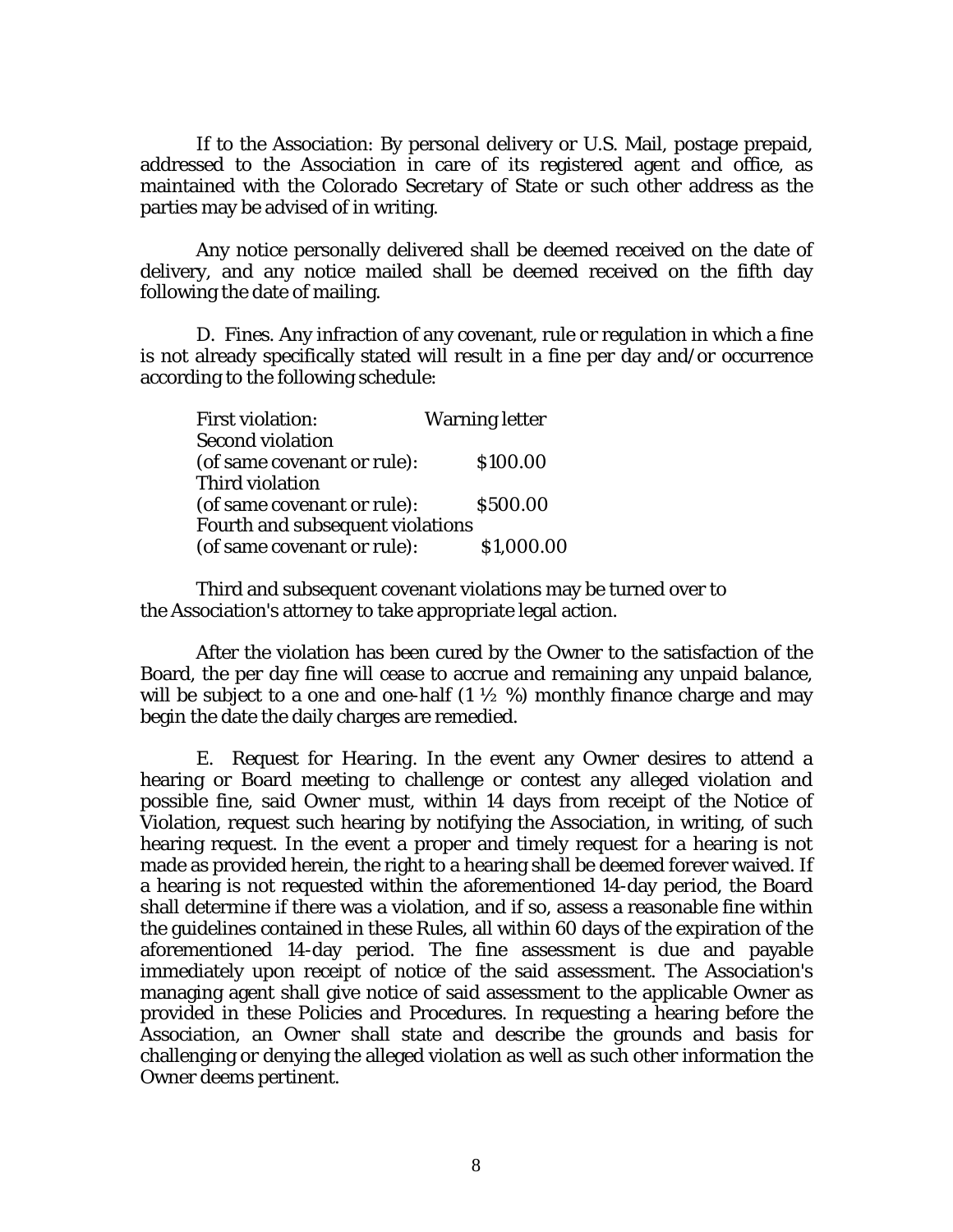If to the Association: By personal delivery or U.S. Mail, postage prepaid, addressed to the Association in care of its registered agent and office, as maintained with the Colorado Secretary of State or such other address as the parties may be advised of in writing.

Any notice personally delivered shall be deemed received on the date of delivery, and any notice mailed shall be deemed received on the fifth day following the date of mailing.

D. Fines. Any infraction of any covenant, rule or regulation in which a fine is not already specifically stated will result in a fine per day and/or occurrence according to the following schedule:

| | |
|---|---|
| First violation: | Warning letter |
| Second violation (of same covenant or rule): | \$100.00 |
| Third violation (of same covenant or rule): | \$500.00 |
| Fourth and subsequent violations (of same covenant or rule): | \$1,000.00 |

Third and subsequent covenant violations may be turned over to the Association's attorney to take appropriate legal action.

After the violation has been cured by the Owner to the satisfaction of the Board, the per day fine will cease to accrue and remaining any unpaid balance, will be subject to a one and one-half (1 ½ %) monthly finance charge and may begin the date the daily charges are remedied.

E. *Request for Hearing*. In the event any Owner desires to attend a hearing or Board meeting to challenge or contest any alleged violation and possible fine, said Owner must, within 14 days from receipt of the Notice of Violation, request such hearing by notifying the Association, in writing, of such hearing request. In the event a proper and timely request for a hearing is not made as provided herein, the right to a hearing shall be deemed forever waived. If a hearing is not requested within the aforementioned 14-day period, the Board shall determine if there was a violation, and if so, assess a reasonable fine within the guidelines contained in these Rules, all within 60 days of the expiration of the aforementioned 14-day period. The fine assessment is due and payable immediately upon receipt of notice of the said assessment. The Association's managing agent shall give notice of said assessment to the applicable Owner as provided in these Policies and Procedures. In requesting a hearing before the Association, an Owner shall state and describe the grounds and basis for challenging or denying the alleged violation as well as such other information the Owner deems pertinent.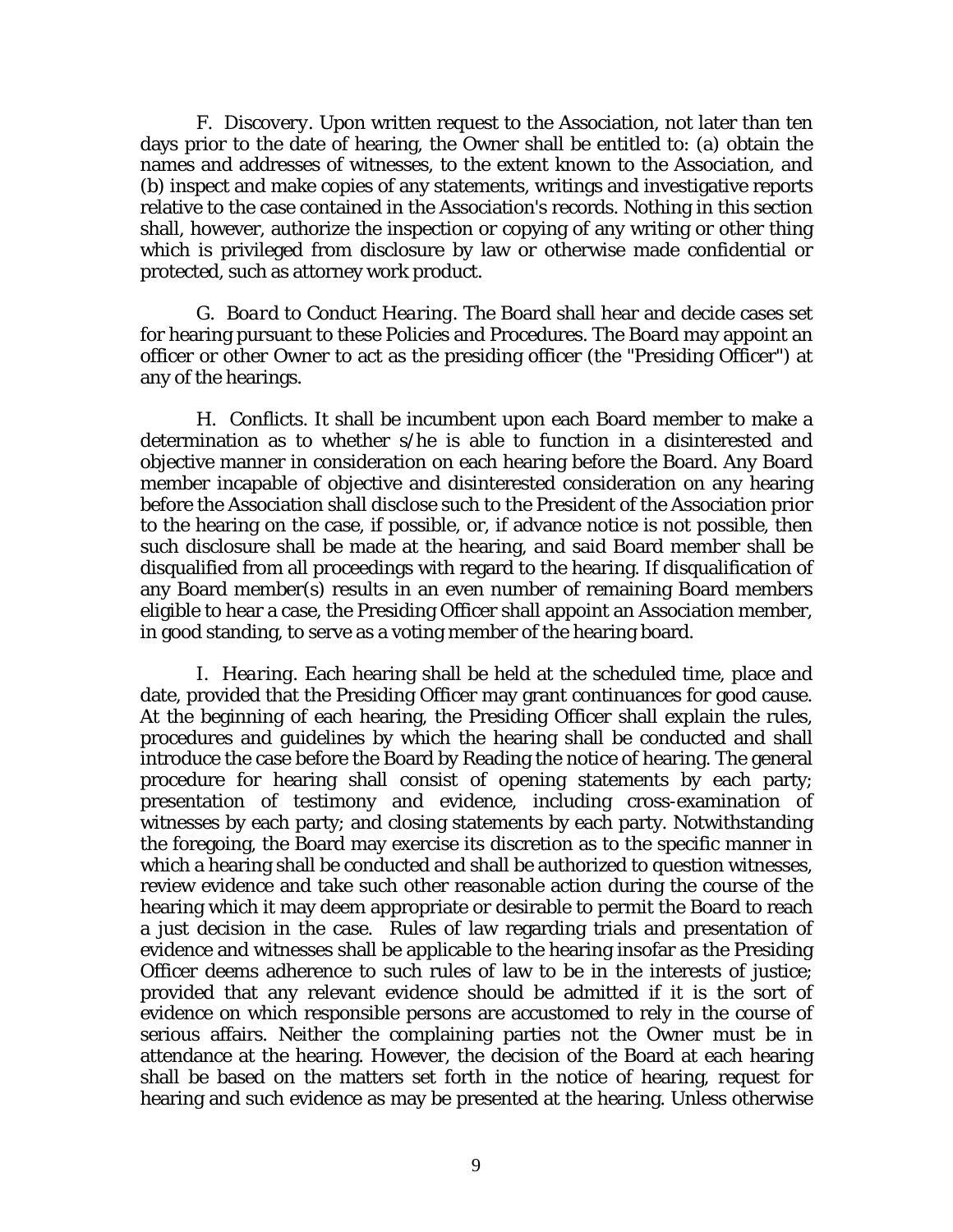F. *Discovery*. Upon written request to the Association, not later than ten days prior to the date of hearing, the Owner shall be entitled to: (a) obtain the names and addresses of witnesses, to the extent known to the Association, and (b) inspect and make copies of any statements, writings and investigative reports relative to the case contained in the Association's records. Nothing in this section shall, however, authorize the inspection or copying of any writing or other thing which is privileged from disclosure by law or otherwise made confidential or protected, such as attorney work product.

G. *Board to Conduct Hearing*. The Board shall hear and decide cases set for hearing pursuant to these Policies and Procedures. The Board may appoint an officer or other Owner to act as the presiding officer (the "Presiding Officer") at any of the hearings.

H. *Conflicts*. It shall be incumbent upon each Board member to make a determination as to whether s/he is able to function in a disinterested and objective manner in consideration on each hearing before the Board. Any Board member incapable of objective and disinterested consideration on any hearing before the Association shall disclose such to the President of the Association prior to the hearing on the case, if possible, or, if advance notice is not possible, then such disclosure shall be made at the hearing, and said Board member shall be disqualified from all proceedings with regard to the hearing. If disqualification of any Board member(s) results in an even number of remaining Board members eligible to hear a case, the Presiding Officer shall appoint an Association member, in good standing, to serve as a voting member of the hearing board.

I. *Hearing*. Each hearing shall be held at the scheduled time, place and date, provided that the Presiding Officer may grant continuances for good cause. At the beginning of each hearing, the Presiding Officer shall explain the rules, procedures and guidelines by which the hearing shall be conducted and shall introduce the case before the Board by Reading the notice of hearing. The general procedure for hearing shall consist of opening statements by each party; presentation of testimony and evidence, including cross-examination of witnesses by each party; and closing statements by each party. Notwithstanding the foregoing, the Board may exercise its discretion as to the specific manner in which a hearing shall be conducted and shall be authorized to question witnesses, review evidence and take such other reasonable action during the course of the hearing which it may deem appropriate or desirable to permit the Board to reach a just decision in the case. Rules of law regarding trials and presentation of evidence and witnesses shall be applicable to the hearing insofar as the Presiding Officer deems adherence to such rules of law to be in the interests of justice; provided that any relevant evidence should be admitted if it is the sort of evidence on which responsible persons are accustomed to rely in the course of serious affairs. Neither the complaining parties not the Owner must be in attendance at the hearing. However, the decision of the Board at each hearing shall be based on the matters set forth in the notice of hearing, request for hearing and such evidence as may be presented at the hearing. Unless otherwise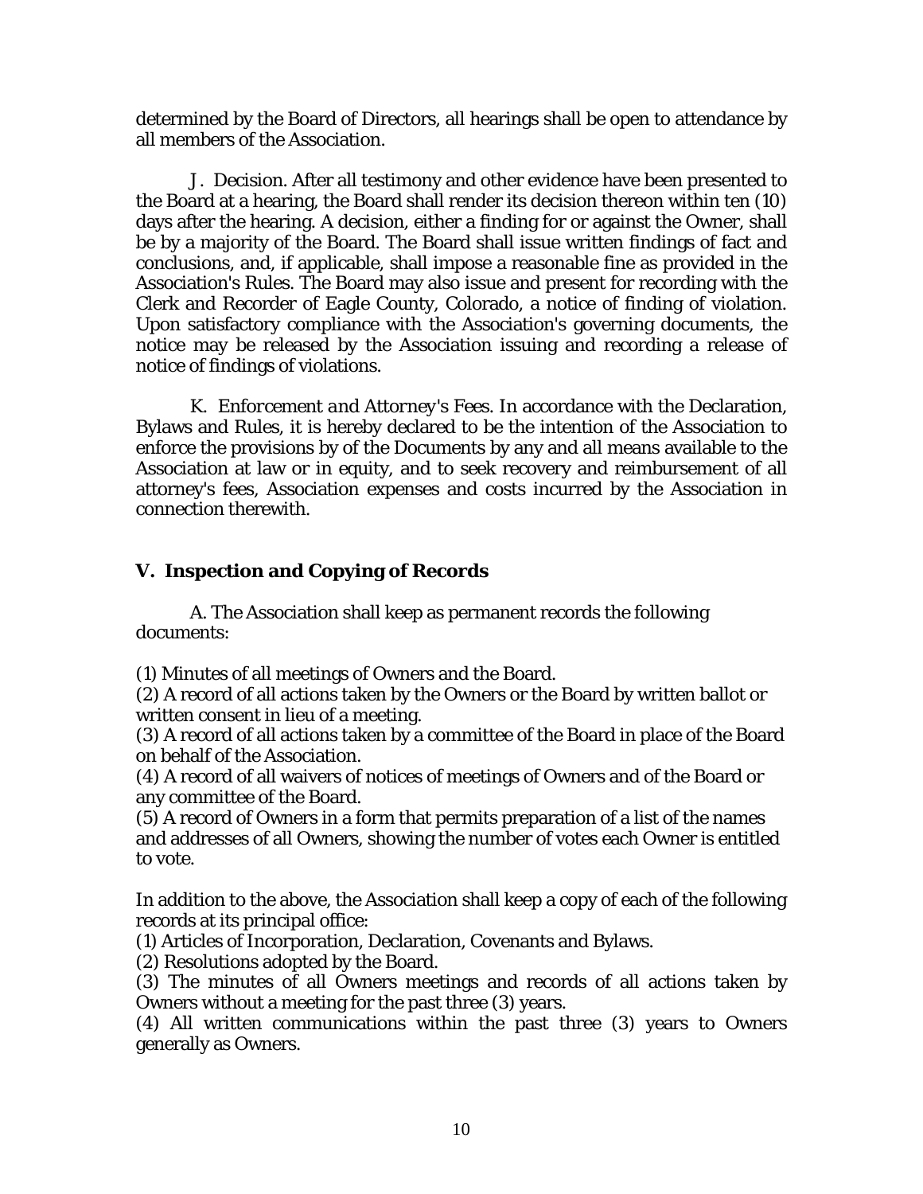determined by the Board of Directors, all hearings shall be open to attendance by all members of the Association.

J. Decision. After all testimony and other evidence have been presented to the Board at a hearing, the Board shall render its decision thereon within ten (10) days after the hearing. A decision, either a finding for or against the Owner, shall be by a majority of the Board. The Board shall issue written findings of fact and conclusions, and, if applicable, shall impose a reasonable fine as provided in the Association's Rules. The Board may also issue and present for recording with the Clerk and Recorder of Eagle County, Colorado, a notice of finding of violation. Upon satisfactory compliance with the Association's governing documents, the notice may be released by the Association issuing and recording a release of notice of findings of violations.

K. *Enforcement and Attorney's Fees*. In accordance with the Declaration, Bylaws and Rules, it is hereby declared to be the intention of the Association to enforce the provisions by of the Documents by any and all means available to the Association at law or in equity, and to seek recovery and reimbursement of all attorney's fees, Association expenses and costs incurred by the Association in connection therewith.

## V. Inspection and Copying of Records

A. The Association shall keep as permanent records the following documents:

(1) Minutes of all meetings of Owners and the Board.
(2) A record of all actions taken by the Owners or the Board by written ballot or written consent in lieu of a meeting.
(3) A record of all actions taken by a committee of the Board in place of the Board on behalf of the Association.
(4) A record of all waivers of notices of meetings of Owners and of the Board or any committee of the Board.
(5) A record of Owners in a form that permits preparation of a list of the names and addresses of all Owners, showing the number of votes each Owner is entitled to vote.

In addition to the above, the Association shall keep a copy of each of the following records at its principal office:
(1) Articles of Incorporation, Declaration, Covenants and Bylaws.
(2) Resolutions adopted by the Board.
(3) The minutes of all Owners meetings and records of all actions taken by Owners without a meeting for the past three (3) years.
(4) All written communications within the past three (3) years to Owners generally as Owners.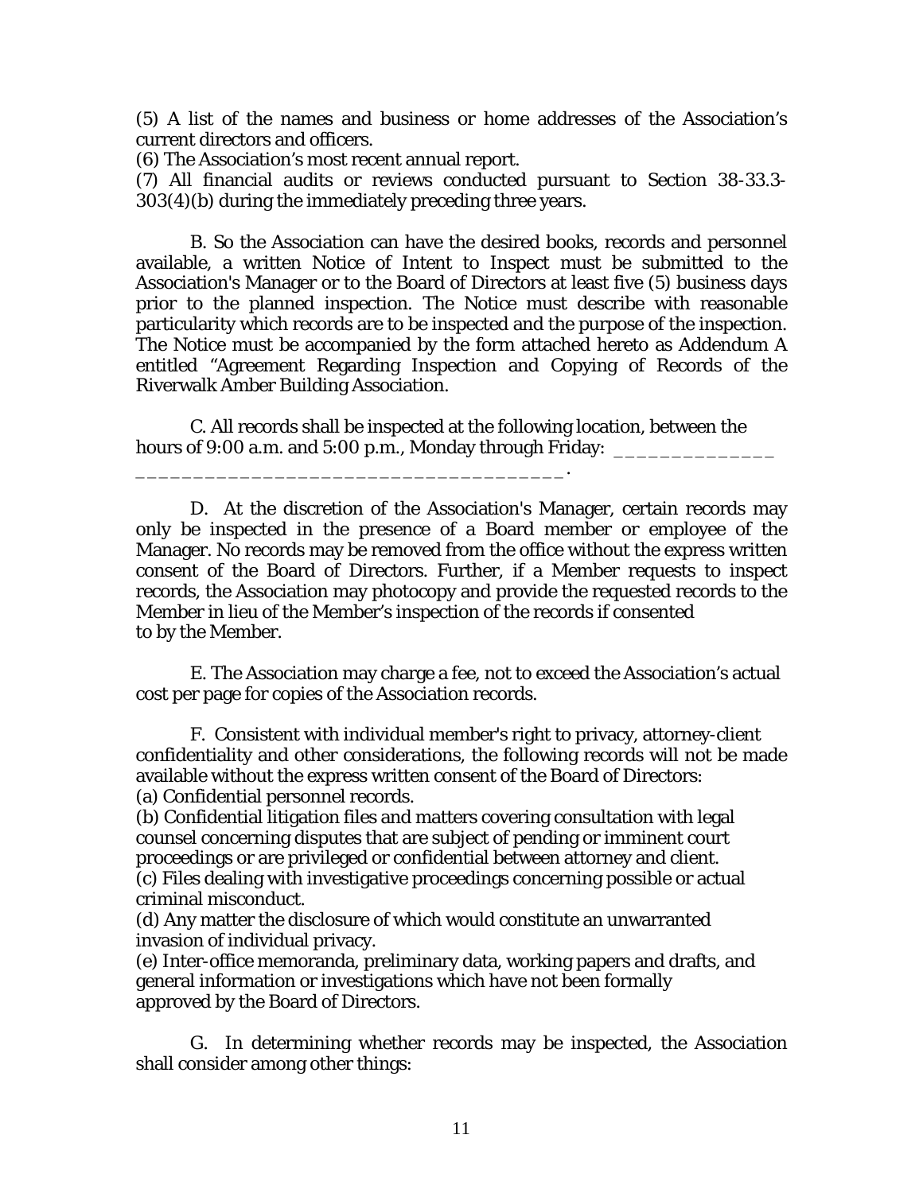(5) A list of the names and business or home addresses of the Association's current directors and officers.
(6) The Association's most recent annual report.
(7) All financial audits or reviews conducted pursuant to Section 38-33.3-303(4)(b) during the immediately preceding three years.

B. So the Association can have the desired books, records and personnel available, a written Notice of Intent to Inspect must be submitted to the Association's Manager or to the Board of Directors at least five (5) business days prior to the planned inspection. The Notice must describe with reasonable particularity which records are to be inspected and the purpose of the inspection. The Notice must be accompanied by the form attached hereto as Addendum A entitled "Agreement Regarding Inspection and Copying of Records of the Riverwalk Amber Building Association.

C. All records shall be inspected at the following location, between the hours of 9:00 a.m. and 5:00 p.m., Monday through Friday: ______________ ____________________________________.

D. At the discretion of the Association's Manager, certain records may only be inspected in the presence of a Board member or employee of the Manager. No records may be removed from the office without the express written consent of the Board of Directors. Further, if a Member requests to inspect records, the Association may photocopy and provide the requested records to the Member in lieu of the Member's inspection of the records if consented to by the Member.

E. The Association may charge a fee, not to exceed the Association's actual cost per page for copies of the Association records.

F. Consistent with individual member's right to privacy, attorney-client confidentiality and other considerations, the following records will not be made available without the express written consent of the Board of Directors:
(a) Confidential personnel records.
(b) Confidential litigation files and matters covering consultation with legal counsel concerning disputes that are subject of pending or imminent court proceedings or are privileged or confidential between attorney and client.
(c) Files dealing with investigative proceedings concerning possible or actual criminal misconduct.
(d) Any matter the disclosure of which would constitute an unwarranted invasion of individual privacy.
(e) Inter-office memoranda, preliminary data, working papers and drafts, and general information or investigations which have not been formally approved by the Board of Directors.

G. In determining whether records may be inspected, the Association shall consider among other things: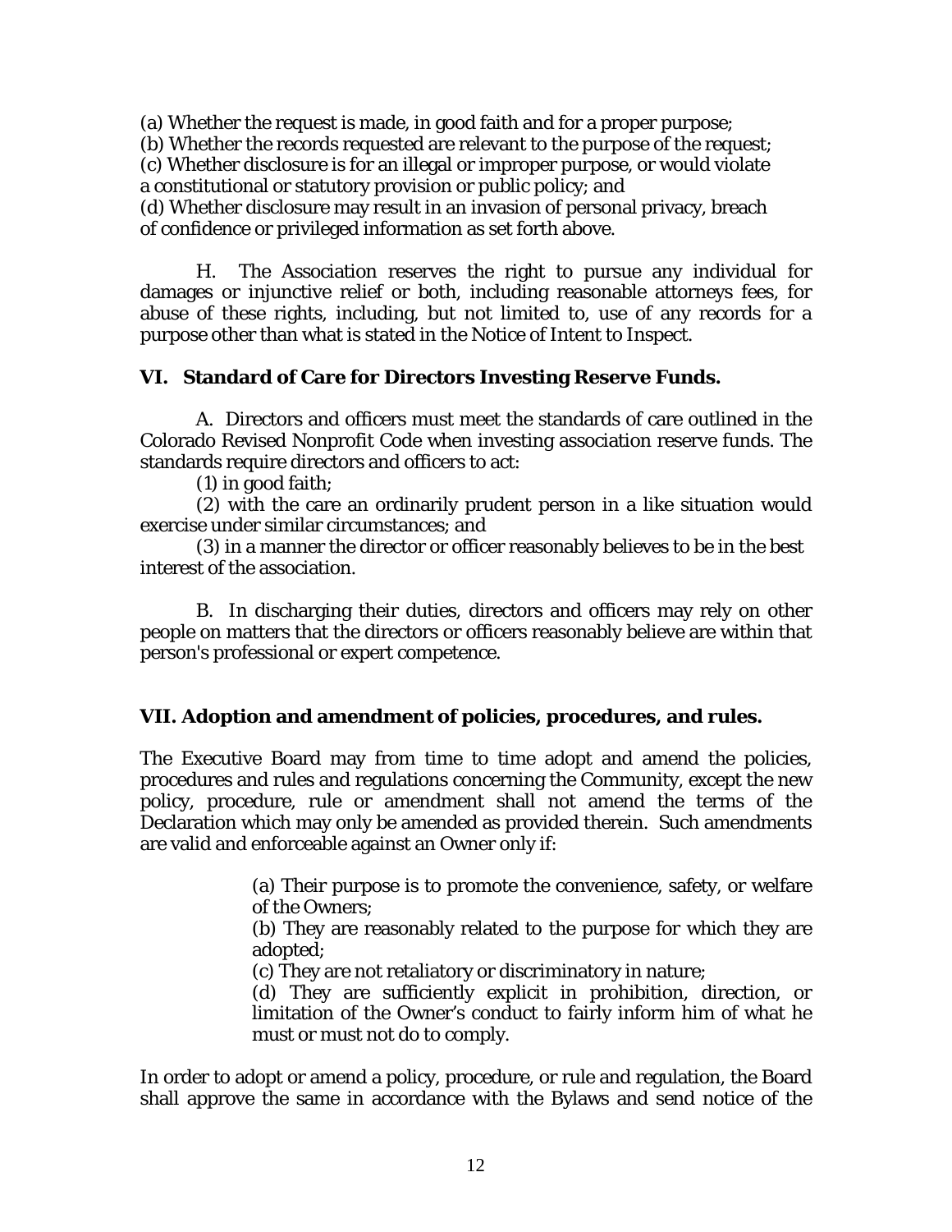(a) Whether the request is made, in good faith and for a proper purpose;
(b) Whether the records requested are relevant to the purpose of the request;
(c) Whether disclosure is for an illegal or improper purpose, or would violate a constitutional or statutory provision or public policy; and
(d) Whether disclosure may result in an invasion of personal privacy, breach of confidence or privileged information as set forth above.

H. The Association reserves the right to pursue any individual for damages or injunctive relief or both, including reasonable attorneys fees, for abuse of these rights, including, but not limited to, use of any records for a purpose other than what is stated in the Notice of Intent to Inspect.

**VI. Standard of Care for Directors Investing Reserve Funds.**

A. Directors and officers must meet the standards of care outlined in the Colorado Revised Nonprofit Code when investing association reserve funds. The standards require directors and officers to act:

(1) in good faith;

(2) with the care an ordinarily prudent person in a like situation would exercise under similar circumstances; and

(3) in a manner the director or officer reasonably believes to be in the best interest of the association.

B. In discharging their duties, directors and officers may rely on other people on matters that the directors or officers reasonably believe are within that person's professional or expert competence.

**VII. Adoption and amendment of policies, procedures, and rules.**

The Executive Board may from time to time adopt and amend the policies, procedures and rules and regulations concerning the Community, except the new policy, procedure, rule or amendment shall not amend the terms of the Declaration which may only be amended as provided therein. Such amendments are valid and enforceable against an Owner only if:

(a) Their purpose is to promote the convenience, safety, or welfare of the Owners;
(b) They are reasonably related to the purpose for which they are adopted;
(c) They are not retaliatory or discriminatory in nature;
(d) They are sufficiently explicit in prohibition, direction, or limitation of the Owner's conduct to fairly inform him of what he must or must not do to comply.

In order to adopt or amend a policy, procedure, or rule and regulation, the Board shall approve the same in accordance with the Bylaws and send notice of the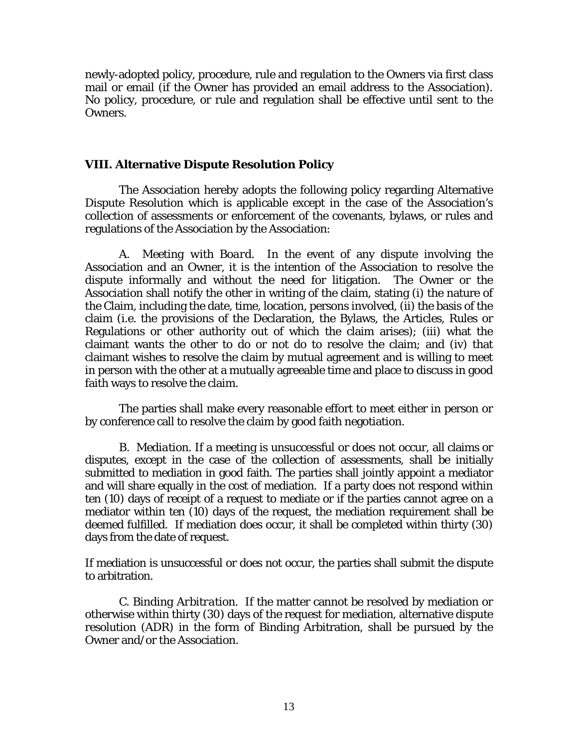newly-adopted policy, procedure, rule and regulation to the Owners via first class mail or email (if the Owner has provided an email address to the Association). No policy, procedure, or rule and regulation shall be effective until sent to the Owners.

### VIII. Alternative Dispute Resolution Policy

The Association hereby adopts the following policy regarding Alternative Dispute Resolution which is applicable except in the case of the Association's collection of assessments or enforcement of the covenants, bylaws, or rules and regulations of the Association by the Association:

A. *Meeting with Board*. In the event of any dispute involving the Association and an Owner, it is the intention of the Association to resolve the dispute informally and without the need for litigation. The Owner or the Association shall notify the other in writing of the claim, stating (i) the nature of the Claim, including the date, time, location, persons involved, (ii) the basis of the claim (i.e. the provisions of the Declaration, the Bylaws, the Articles, Rules or Regulations or other authority out of which the claim arises); (iii) what the claimant wants the other to do or not do to resolve the claim; and (iv) that claimant wishes to resolve the claim by mutual agreement and is willing to meet in person with the other at a mutually agreeable time and place to discuss in good faith ways to resolve the claim.

The parties shall make every reasonable effort to meet either in person or by conference call to resolve the claim by good faith negotiation.

B. *Mediation*. If a meeting is unsuccessful or does not occur, all claims or disputes, except in the case of the collection of assessments, shall be initially submitted to mediation in good faith. The parties shall jointly appoint a mediator and will share equally in the cost of mediation. If a party does not respond within ten (10) days of receipt of a request to mediate or if the parties cannot agree on a mediator within ten (10) days of the request, the mediation requirement shall be deemed fulfilled. If mediation does occur, it shall be completed within thirty (30) days from the date of request.

If mediation is unsuccessful or does not occur, the parties shall submit the dispute to arbitration.

C. *Binding Arbitration*. If the matter cannot be resolved by mediation or otherwise within thirty (30) days of the request for mediation, alternative dispute resolution (ADR) in the form of Binding Arbitration, shall be pursued by the Owner and/or the Association.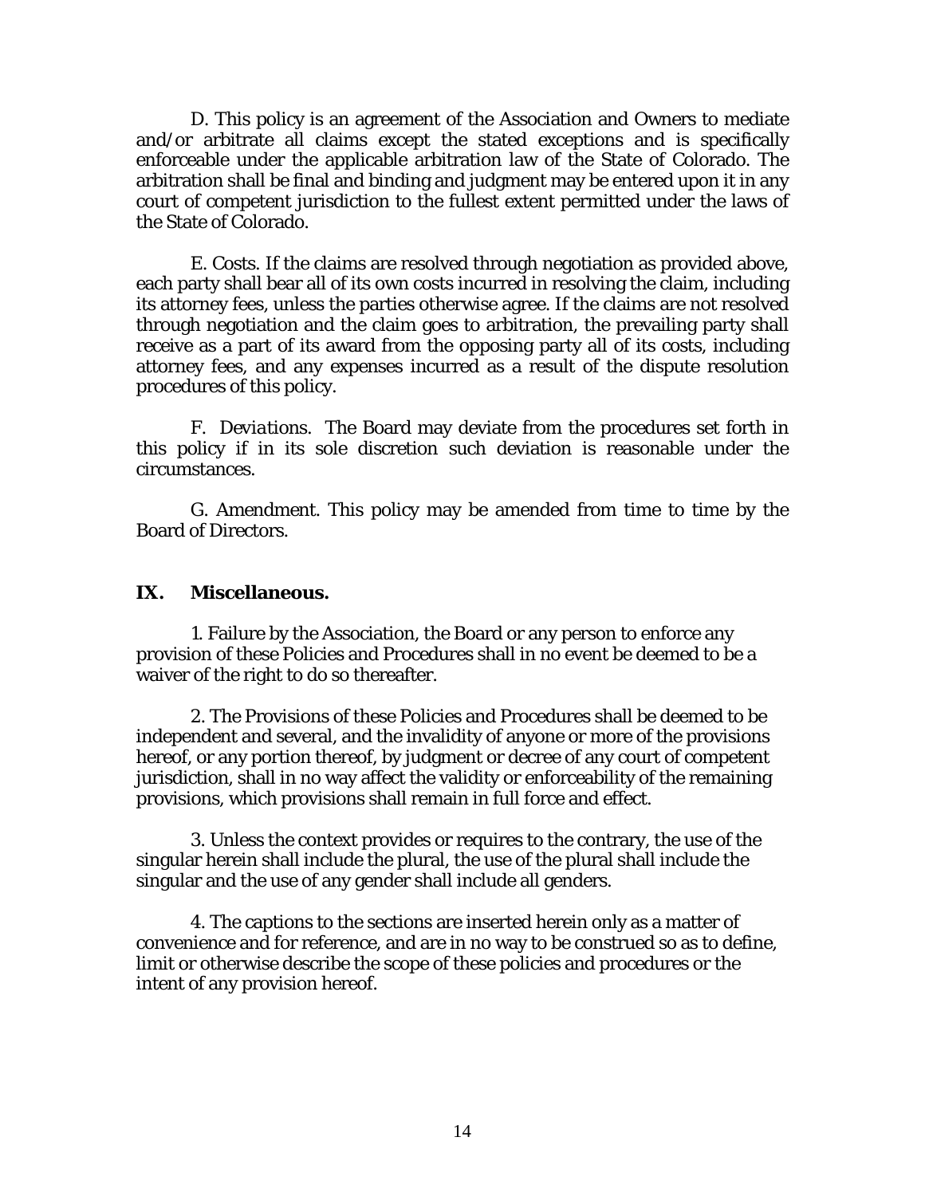D. This policy is an agreement of the Association and Owners to mediate and/or arbitrate all claims except the stated exceptions and is specifically enforceable under the applicable arbitration law of the State of Colorado. The arbitration shall be final and binding and judgment may be entered upon it in any court of competent jurisdiction to the fullest extent permitted under the laws of the State of Colorado.

E. Costs. If the claims are resolved through negotiation as provided above, each party shall bear all of its own costs incurred in resolving the claim, including its attorney fees, unless the parties otherwise agree. If the claims are not resolved through negotiation and the claim goes to arbitration, the prevailing party shall receive as a part of its award from the opposing party all of its costs, including attorney fees, and any expenses incurred as a result of the dispute resolution procedures of this policy.

F. *Deviations.* The Board may deviate from the procedures set forth in this policy if in its sole discretion such deviation is reasonable under the circumstances.

G. Amendment. This policy may be amended from time to time by the Board of Directors.

## IX. Miscellaneous.

1. Failure by the Association, the Board or any person to enforce any provision of these Policies and Procedures shall in no event be deemed to be a waiver of the right to do so thereafter.

2. The Provisions of these Policies and Procedures shall be deemed to be independent and several, and the invalidity of anyone or more of the provisions hereof, or any portion thereof, by judgment or decree of any court of competent jurisdiction, shall in no way affect the validity or enforceability of the remaining provisions, which provisions shall remain in full force and effect.

3. Unless the context provides or requires to the contrary, the use of the singular herein shall include the plural, the use of the plural shall include the singular and the use of any gender shall include all genders.

4. The captions to the sections are inserted herein only as a matter of convenience and for reference, and are in no way to be construed so as to define, limit or otherwise describe the scope of these policies and procedures or the intent of any provision hereof.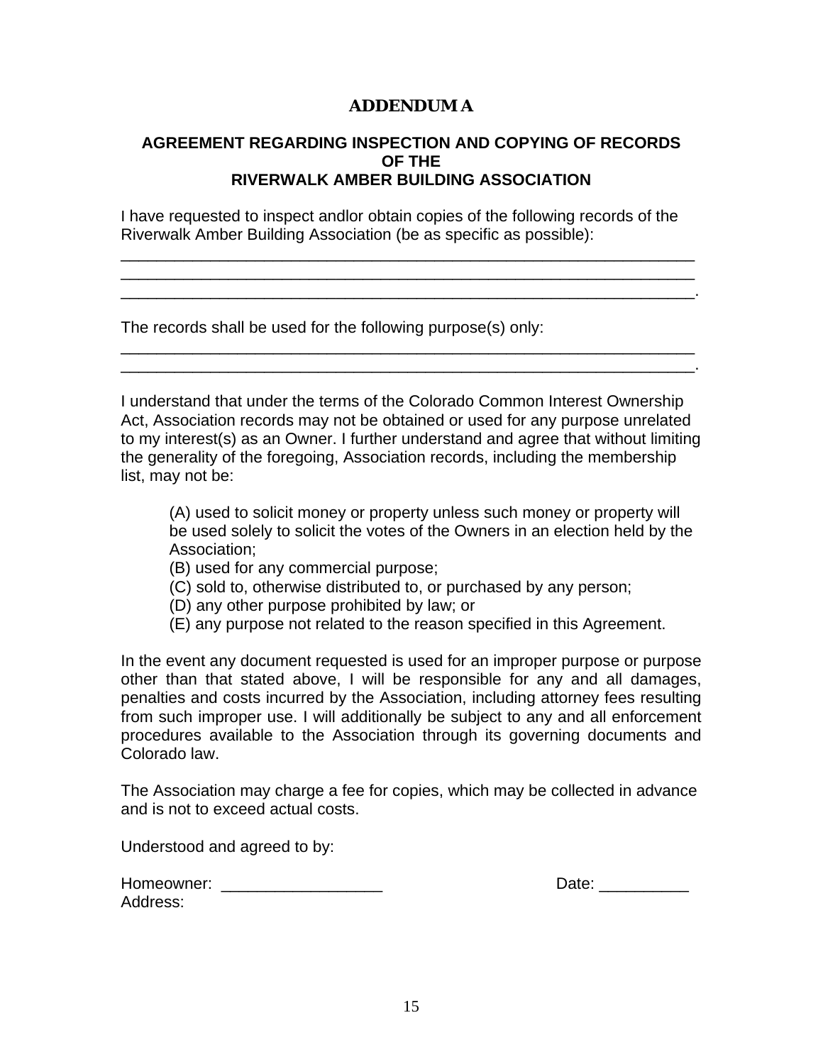# ADDENDUM A

## AGREEMENT REGARDING INSPECTION AND COPYING OF RECORDS OF THE RIVERWALK AMBER BUILDING ASSOCIATION

I have requested to inspect andlor obtain copies of the following records of the Riverwalk Amber Building Association (be as specific as possible):

_________________________________________________________________
_________________________________________________________________
_________________________________________________________________.

The records shall be used for the following purpose(s) only:

_________________________________________________________________
_________________________________________________________________.

I understand that under the terms of the Colorado Common Interest Ownership Act, Association records may not be obtained or used for any purpose unrelated to my interest(s) as an Owner. I further understand and agree that without limiting the generality of the foregoing, Association records, including the membership list, may not be:

(A) used to solicit money or property unless such money or property will be used solely to solicit the votes of the Owners in an election held by the Association;
(B) used for any commercial purpose;
(C) sold to, otherwise distributed to, or purchased by any person;
(D) any other purpose prohibited by law; or
(E) any purpose not related to the reason specified in this Agreement.

In the event any document requested is used for an improper purpose or purpose other than that stated above, I will be responsible for any and all damages, penalties and costs incurred by the Association, including attorney fees resulting from such improper use. I will additionally be subject to any and all enforcement procedures available to the Association through its governing documents and Colorado law.

The Association may charge a fee for copies, which may be collected in advance and is not to exceed actual costs.

Understood and agreed to by:

Homeowner: __________________ Date: __________
Address: